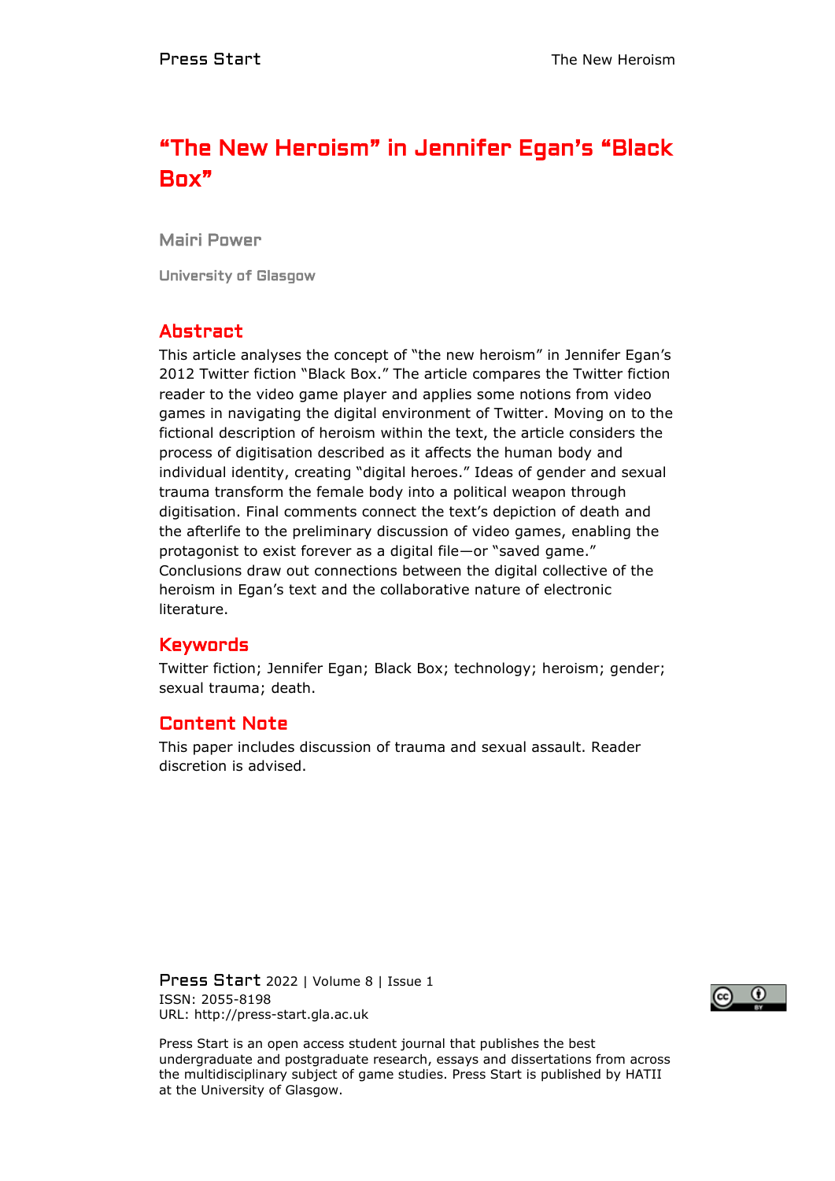# "The New Heroism" in Jennifer Egan's "Black Box"

**Mairi Power**

University of Glasgow

## Abstract

This article analyses the concept of "the new heroism" in Jennifer Egan's 2012 Twitter fiction "Black Box." The article compares the Twitter fiction reader to the video game player and applies some notions from video games in navigating the digital environment of Twitter. Moving on to the fictional description of heroism within the text, the article considers the process of digitisation described as it affects the human body and individual identity, creating "digital heroes." Ideas of gender and sexual trauma transform the female body into a political weapon through digitisation. Final comments connect the text's depiction of death and the afterlife to the preliminary discussion of video games, enabling the protagonist to exist forever as a digital file—or "saved game." Conclusions draw out connections between the digital collective of the heroism in Egan's text and the collaborative nature of electronic literature.

## Keywords

Twitter fiction; Jennifer Egan; Black Box; technology; heroism; gender; sexual trauma; death.

## Content Note

This paper includes discussion of trauma and sexual assault. Reader discretion is advised.

Press Start 2022 | Volume 8 | Issue 1
ISSN: 2055-8198
URL: http://press-start.gla.ac.uk

Press Start is an open access student journal that publishes the best undergraduate and postgraduate research, essays and dissertations from across the multidisciplinary subject of game studies. Press Start is published by HATII at the University of Glasgow.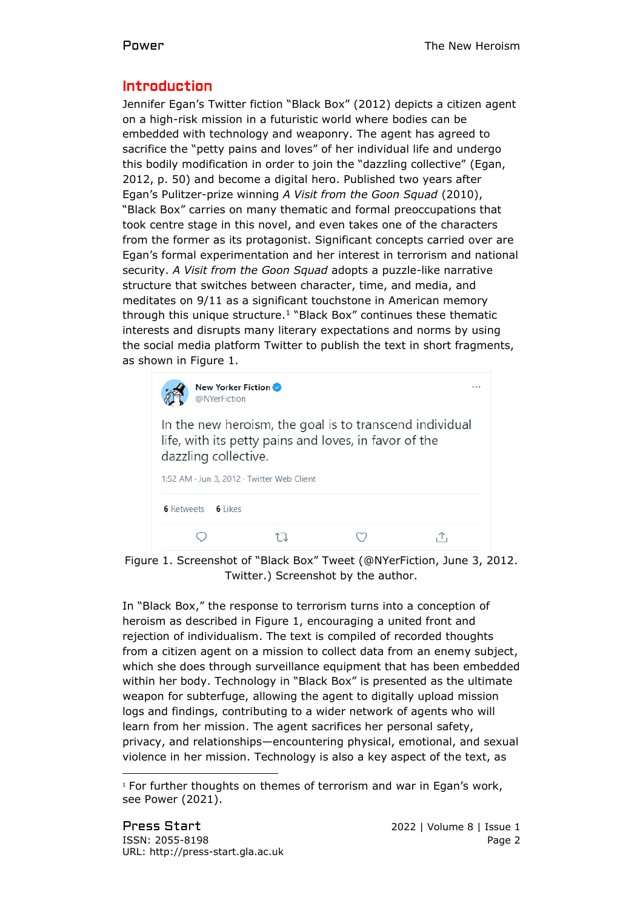## Introduction

Jennifer Egan's Twitter fiction "Black Box" (2012) depicts a citizen agent on a high-risk mission in a futuristic world where bodies can be embedded with technology and weaponry. The agent has agreed to sacrifice the "petty pains and loves" of her individual life and undergo this bodily modification in order to join the "dazzling collective" (Egan, 2012, p. 50) and become a digital hero. Published two years after Egan's Pulitzer-prize winning *A Visit from the Goon Squad* (2010), "Black Box" carries on many thematic and formal preoccupations that took centre stage in this novel, and even takes one of the characters from the former as its protagonist. Significant concepts carried over are Egan's formal experimentation and her interest in terrorism and national security. *A Visit from the Goon Squad* adopts a puzzle-like narrative structure that switches between character, time, and media, and meditates on 9/11 as a significant touchstone in American memory through this unique structure.[1] "Black Box" continues these thematic interests and disrupts many literary expectations and norms by using the social media platform Twitter to publish the text in short fragments, as shown in Figure 1.

> **New Yorker Fiction** @NYerFiction
>
> In the new heroism, the goal is to transcend individual life, with its petty pains and loves, in favor of the dazzling collective.
>
> 1:52 AM · Jun 3, 2012 · Twitter Web Client
>
> 6 Retweets 6 Likes

Figure 1. Screenshot of "Black Box" Tweet (@NYerFiction, June 3, 2012. Twitter.) Screenshot by the author.

In "Black Box," the response to terrorism turns into a conception of heroism as described in Figure 1, encouraging a united front and rejection of individualism. The text is compiled of recorded thoughts from a citizen agent on a mission to collect data from an enemy subject, which she does through surveillance equipment that has been embedded within her body. Technology in "Black Box" is presented as the ultimate weapon for subterfuge, allowing the agent to digitally upload mission logs and findings, contributing to a wider network of agents who will learn from her mission. The agent sacrifices her personal safety, privacy, and relationships—encountering physical, emotional, and sexual violence in her mission. Technology is also a key aspect of the text, as

[1] For further thoughts on themes of terrorism and war in Egan's work, see Power (2021).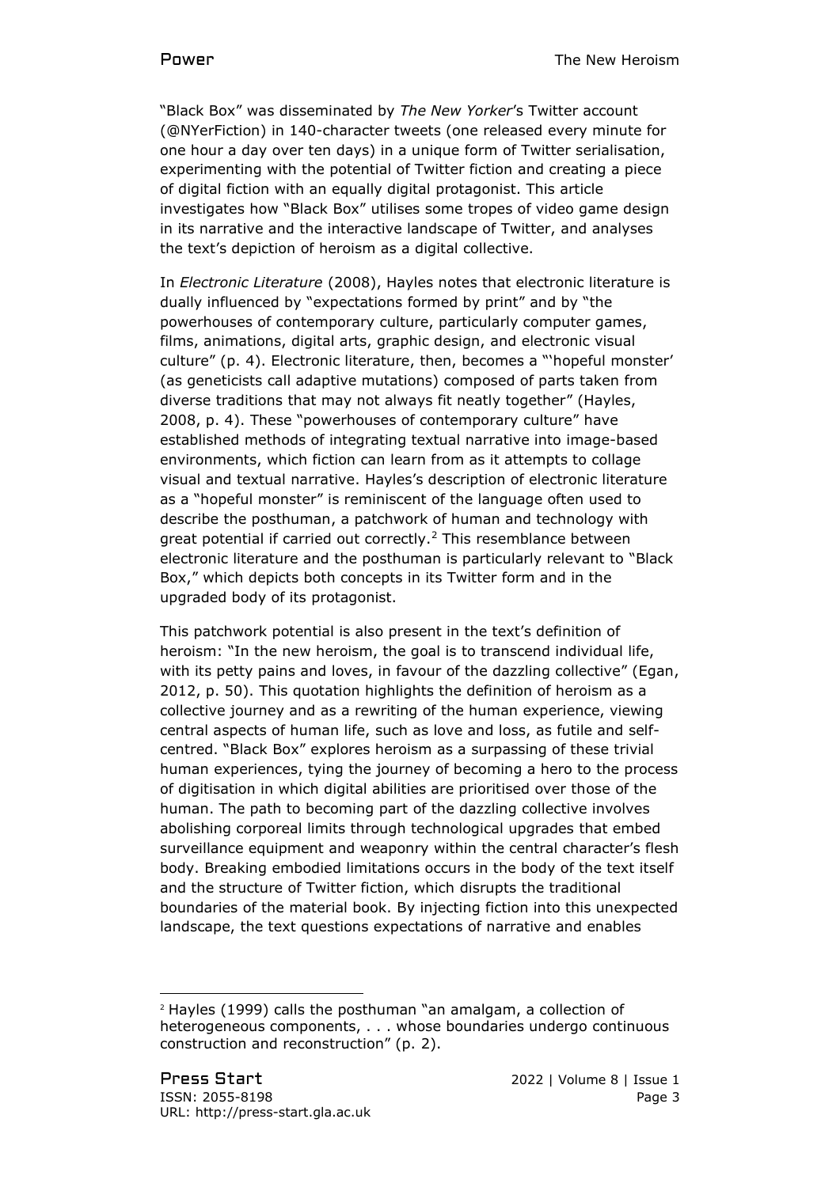"Black Box" was disseminated by *The New Yorker*'s Twitter account (@NYerFiction) in 140-character tweets (one released every minute for one hour a day over ten days) in a unique form of Twitter serialisation, experimenting with the potential of Twitter fiction and creating a piece of digital fiction with an equally digital protagonist. This article investigates how "Black Box" utilises some tropes of video game design in its narrative and the interactive landscape of Twitter, and analyses the text's depiction of heroism as a digital collective.

In *Electronic Literature* (2008), Hayles notes that electronic literature is dually influenced by "expectations formed by print" and by "the powerhouses of contemporary culture, particularly computer games, films, animations, digital arts, graphic design, and electronic visual culture" (p. 4). Electronic literature, then, becomes a "'hopeful monster' (as geneticists call adaptive mutations) composed of parts taken from diverse traditions that may not always fit neatly together" (Hayles, 2008, p. 4). These "powerhouses of contemporary culture" have established methods of integrating textual narrative into image-based environments, which fiction can learn from as it attempts to collage visual and textual narrative. Hayles's description of electronic literature as a "hopeful monster" is reminiscent of the language often used to describe the posthuman, a patchwork of human and technology with great potential if carried out correctly.[2] This resemblance between electronic literature and the posthuman is particularly relevant to "Black Box," which depicts both concepts in its Twitter form and in the upgraded body of its protagonist.

This patchwork potential is also present in the text's definition of heroism: "In the new heroism, the goal is to transcend individual life, with its petty pains and loves, in favour of the dazzling collective" (Egan, 2012, p. 50). This quotation highlights the definition of heroism as a collective journey and as a rewriting of the human experience, viewing central aspects of human life, such as love and loss, as futile and self-centred. "Black Box" explores heroism as a surpassing of these trivial human experiences, tying the journey of becoming a hero to the process of digitisation in which digital abilities are prioritised over those of the human. The path to becoming part of the dazzling collective involves abolishing corporeal limits through technological upgrades that embed surveillance equipment and weaponry within the central character's flesh body. Breaking embodied limitations occurs in the body of the text itself and the structure of Twitter fiction, which disrupts the traditional boundaries of the material book. By injecting fiction into this unexpected landscape, the text questions expectations of narrative and enables

---

[2] Hayles (1999) calls the posthuman "an amalgam, a collection of heterogeneous components, . . . whose boundaries undergo continuous construction and reconstruction" (p. 2).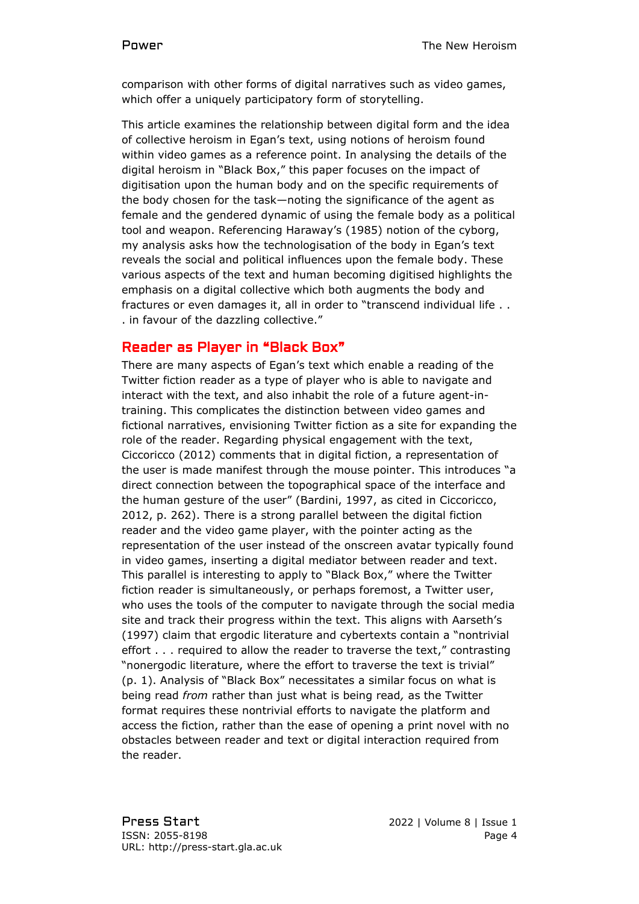comparison with other forms of digital narratives such as video games, which offer a uniquely participatory form of storytelling.

This article examines the relationship between digital form and the idea of collective heroism in Egan's text, using notions of heroism found within video games as a reference point. In analysing the details of the digital heroism in "Black Box," this paper focuses on the impact of digitisation upon the human body and on the specific requirements of the body chosen for the task—noting the significance of the agent as female and the gendered dynamic of using the female body as a political tool and weapon. Referencing Haraway's (1985) notion of the cyborg, my analysis asks how the technologisation of the body in Egan's text reveals the social and political influences upon the female body. These various aspects of the text and human becoming digitised highlights the emphasis on a digital collective which both augments the body and fractures or even damages it, all in order to "transcend individual life . . . in favour of the dazzling collective."

## Reader as Player in "Black Box"

There are many aspects of Egan's text which enable a reading of the Twitter fiction reader as a type of player who is able to navigate and interact with the text, and also inhabit the role of a future agent-in-training. This complicates the distinction between video games and fictional narratives, envisioning Twitter fiction as a site for expanding the role of the reader. Regarding physical engagement with the text, Ciccoricco (2012) comments that in digital fiction, a representation of the user is made manifest through the mouse pointer. This introduces "a direct connection between the topographical space of the interface and the human gesture of the user" (Bardini, 1997, as cited in Ciccoricco, 2012, p. 262). There is a strong parallel between the digital fiction reader and the video game player, with the pointer acting as the representation of the user instead of the onscreen avatar typically found in video games, inserting a digital mediator between reader and text. This parallel is interesting to apply to "Black Box," where the Twitter fiction reader is simultaneously, or perhaps foremost, a Twitter user, who uses the tools of the computer to navigate through the social media site and track their progress within the text. This aligns with Aarseth's (1997) claim that ergodic literature and cybertexts contain a "nontrivial effort . . . required to allow the reader to traverse the text," contrasting "nonergodic literature, where the effort to traverse the text is trivial" (p. 1). Analysis of "Black Box" necessitates a similar focus on what is being read *from* rather than just what is being read, as the Twitter format requires these nontrivial efforts to navigate the platform and access the fiction, rather than the ease of opening a print novel with no obstacles between reader and text or digital interaction required from the reader.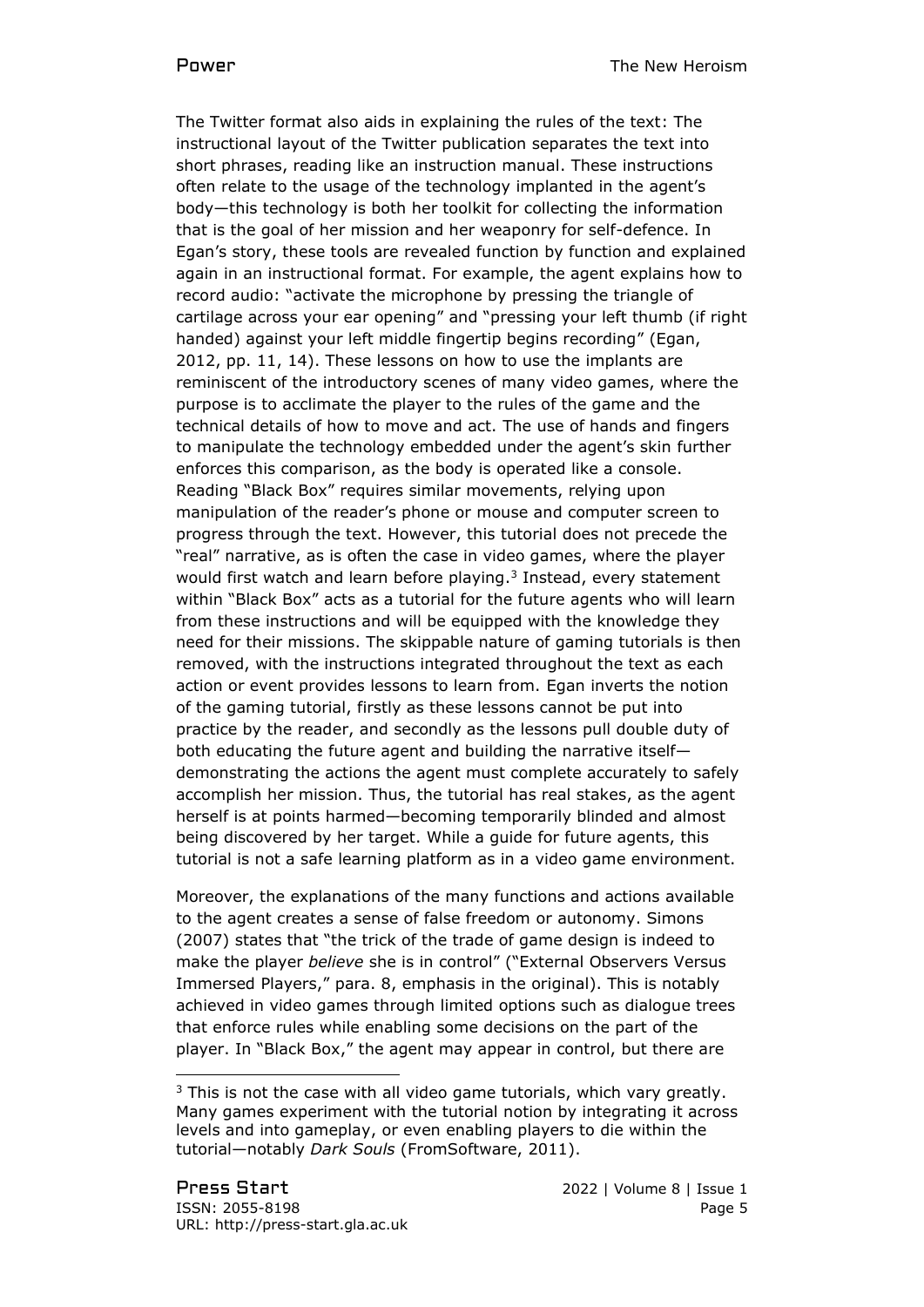The Twitter format also aids in explaining the rules of the text: The instructional layout of the Twitter publication separates the text into short phrases, reading like an instruction manual. These instructions often relate to the usage of the technology implanted in the agent's body—this technology is both her toolkit for collecting the information that is the goal of her mission and her weaponry for self-defence. In Egan's story, these tools are revealed function by function and explained again in an instructional format. For example, the agent explains how to record audio: "activate the microphone by pressing the triangle of cartilage across your ear opening" and "pressing your left thumb (if right handed) against your left middle fingertip begins recording" (Egan, 2012, pp. 11, 14). These lessons on how to use the implants are reminiscent of the introductory scenes of many video games, where the purpose is to acclimate the player to the rules of the game and the technical details of how to move and act. The use of hands and fingers to manipulate the technology embedded under the agent's skin further enforces this comparison, as the body is operated like a console. Reading "Black Box" requires similar movements, relying upon manipulation of the reader's phone or mouse and computer screen to progress through the text. However, this tutorial does not precede the "real" narrative, as is often the case in video games, where the player would first watch and learn before playing.[3] Instead, every statement within "Black Box" acts as a tutorial for the future agents who will learn from these instructions and will be equipped with the knowledge they need for their missions. The skippable nature of gaming tutorials is then removed, with the instructions integrated throughout the text as each action or event provides lessons to learn from. Egan inverts the notion of the gaming tutorial, firstly as these lessons cannot be put into practice by the reader, and secondly as the lessons pull double duty of both educating the future agent and building the narrative itself—demonstrating the actions the agent must complete accurately to safely accomplish her mission. Thus, the tutorial has real stakes, as the agent herself is at points harmed—becoming temporarily blinded and almost being discovered by her target. While a guide for future agents, this tutorial is not a safe learning platform as in a video game environment.

Moreover, the explanations of the many functions and actions available to the agent creates a sense of false freedom or autonomy. Simons (2007) states that "the trick of the trade of game design is indeed to make the player *believe* she is in control" ("External Observers Versus Immersed Players," para. 8, emphasis in the original). This is notably achieved in video games through limited options such as dialogue trees that enforce rules while enabling some decisions on the part of the player. In "Black Box," the agent may appear in control, but there are

[3] This is not the case with all video game tutorials, which vary greatly. Many games experiment with the tutorial notion by integrating it across levels and into gameplay, or even enabling players to die within the tutorial—notably *Dark Souls* (FromSoftware, 2011).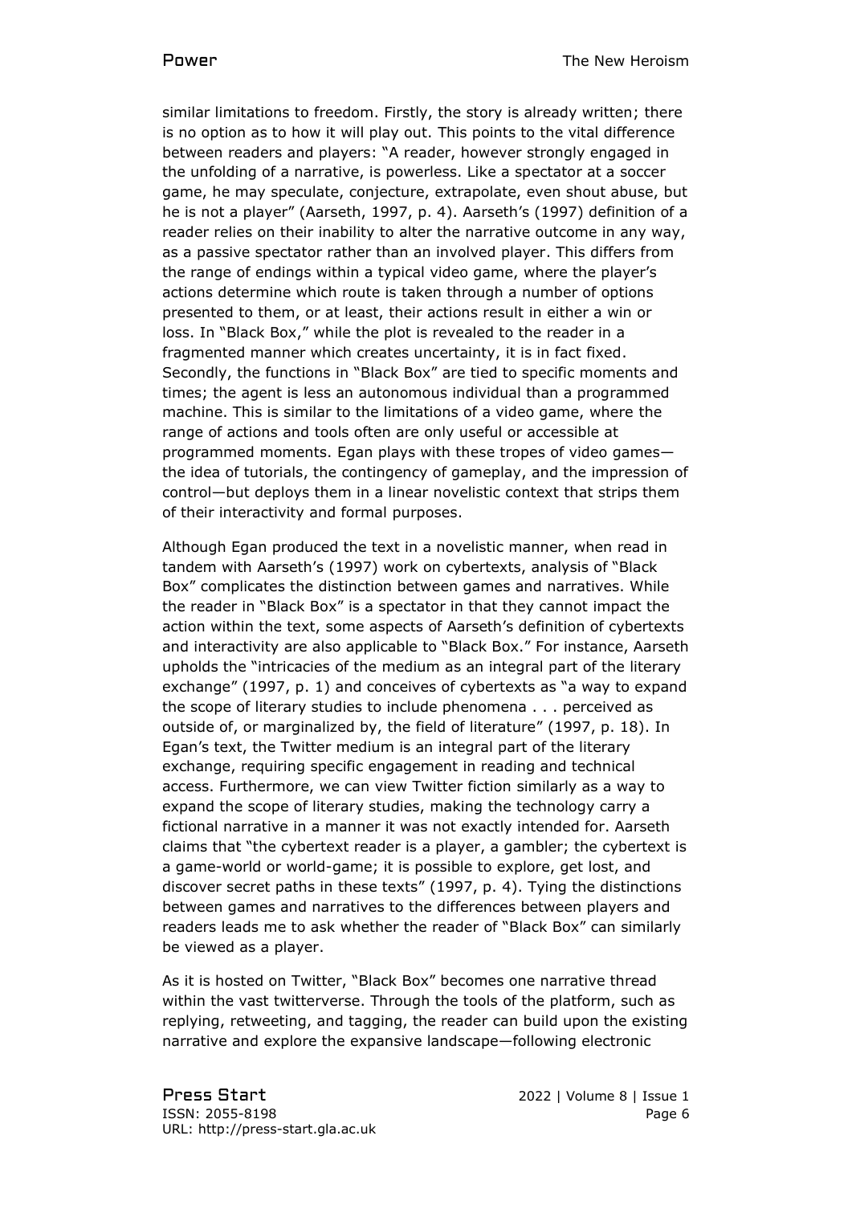similar limitations to freedom. Firstly, the story is already written; there is no option as to how it will play out. This points to the vital difference between readers and players: "A reader, however strongly engaged in the unfolding of a narrative, is powerless. Like a spectator at a soccer game, he may speculate, conjecture, extrapolate, even shout abuse, but he is not a player" (Aarseth, 1997, p. 4). Aarseth's (1997) definition of a reader relies on their inability to alter the narrative outcome in any way, as a passive spectator rather than an involved player. This differs from the range of endings within a typical video game, where the player's actions determine which route is taken through a number of options presented to them, or at least, their actions result in either a win or loss. In "Black Box," while the plot is revealed to the reader in a fragmented manner which creates uncertainty, it is in fact fixed. Secondly, the functions in "Black Box" are tied to specific moments and times; the agent is less an autonomous individual than a programmed machine. This is similar to the limitations of a video game, where the range of actions and tools often are only useful or accessible at programmed moments. Egan plays with these tropes of video games—the idea of tutorials, the contingency of gameplay, and the impression of control—but deploys them in a linear novelistic context that strips them of their interactivity and formal purposes.

Although Egan produced the text in a novelistic manner, when read in tandem with Aarseth's (1997) work on cybertexts, analysis of "Black Box" complicates the distinction between games and narratives. While the reader in "Black Box" is a spectator in that they cannot impact the action within the text, some aspects of Aarseth's definition of cybertexts and interactivity are also applicable to "Black Box." For instance, Aarseth upholds the "intricacies of the medium as an integral part of the literary exchange" (1997, p. 1) and conceives of cybertexts as "a way to expand the scope of literary studies to include phenomena . . . perceived as outside of, or marginalized by, the field of literature" (1997, p. 18). In Egan's text, the Twitter medium is an integral part of the literary exchange, requiring specific engagement in reading and technical access. Furthermore, we can view Twitter fiction similarly as a way to expand the scope of literary studies, making the technology carry a fictional narrative in a manner it was not exactly intended for. Aarseth claims that "the cybertext reader is a player, a gambler; the cybertext is a game-world or world-game; it is possible to explore, get lost, and discover secret paths in these texts" (1997, p. 4). Tying the distinctions between games and narratives to the differences between players and readers leads me to ask whether the reader of "Black Box" can similarly be viewed as a player.

As it is hosted on Twitter, "Black Box" becomes one narrative thread within the vast twitterverse. Through the tools of the platform, such as replying, retweeting, and tagging, the reader can build upon the existing narrative and explore the expansive landscape—following electronic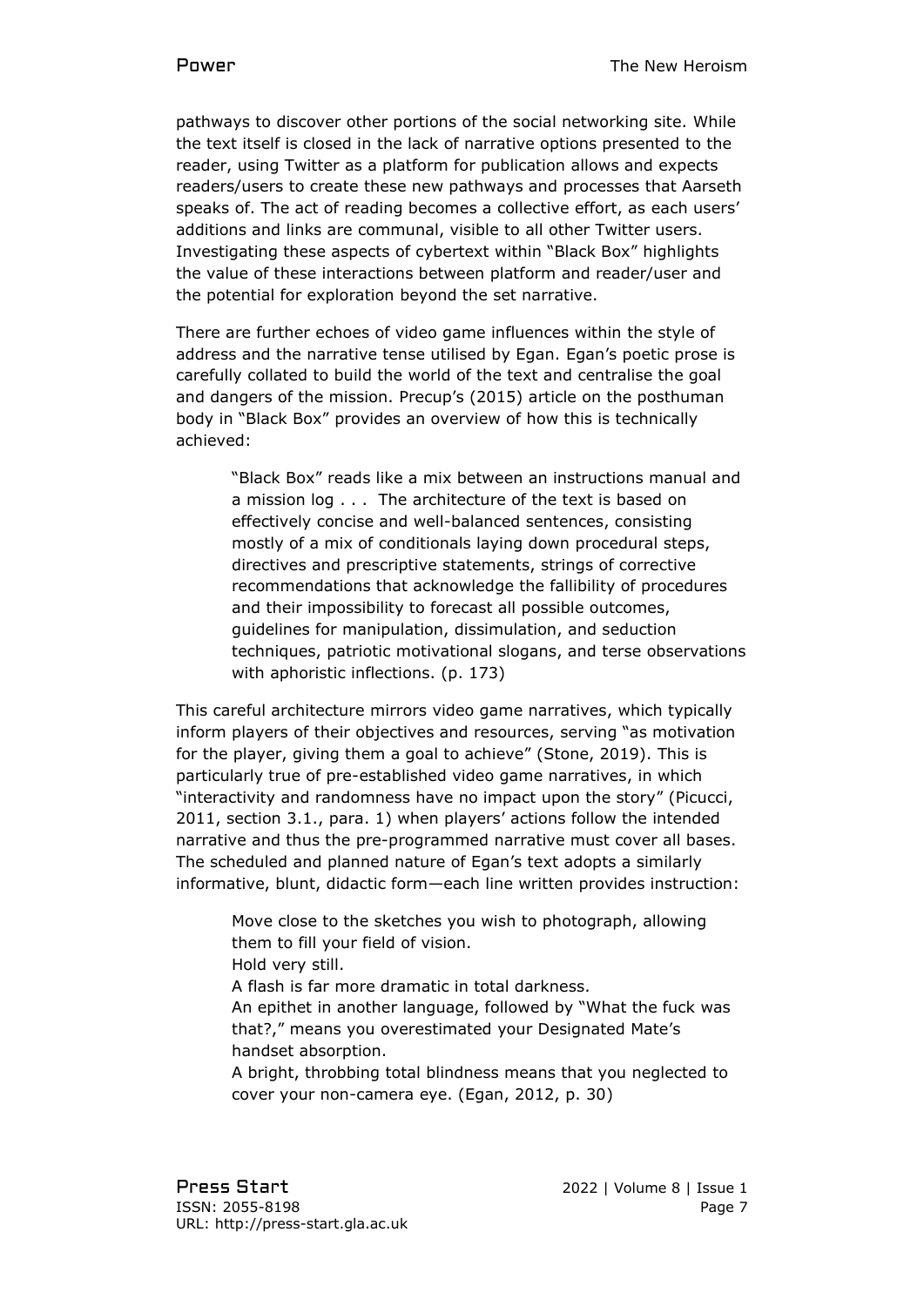pathways to discover other portions of the social networking site. While the text itself is closed in the lack of narrative options presented to the reader, using Twitter as a platform for publication allows and expects readers/users to create these new pathways and processes that Aarseth speaks of. The act of reading becomes a collective effort, as each users' additions and links are communal, visible to all other Twitter users. Investigating these aspects of cybertext within "Black Box" highlights the value of these interactions between platform and reader/user and the potential for exploration beyond the set narrative.

There are further echoes of video game influences within the style of address and the narrative tense utilised by Egan. Egan's poetic prose is carefully collated to build the world of the text and centralise the goal and dangers of the mission. Precup's (2015) article on the posthuman body in "Black Box" provides an overview of how this is technically achieved:

> "Black Box" reads like a mix between an instructions manual and a mission log . . . The architecture of the text is based on effectively concise and well-balanced sentences, consisting mostly of a mix of conditionals laying down procedural steps, directives and prescriptive statements, strings of corrective recommendations that acknowledge the fallibility of procedures and their impossibility to forecast all possible outcomes, guidelines for manipulation, dissimulation, and seduction techniques, patriotic motivational slogans, and terse observations with aphoristic inflections. (p. 173)

This careful architecture mirrors video game narratives, which typically inform players of their objectives and resources, serving "as motivation for the player, giving them a goal to achieve" (Stone, 2019). This is particularly true of pre-established video game narratives, in which "interactivity and randomness have no impact upon the story" (Picucci, 2011, section 3.1., para. 1) when players' actions follow the intended narrative and thus the pre-programmed narrative must cover all bases. The scheduled and planned nature of Egan's text adopts a similarly informative, blunt, didactic form—each line written provides instruction:

> Move close to the sketches you wish to photograph, allowing them to fill your field of vision.
> Hold very still.
> A flash is far more dramatic in total darkness.
> An epithet in another language, followed by "What the fuck was that?," means you overestimated your Designated Mate's handset absorption.
> A bright, throbbing total blindness means that you neglected to cover your non-camera eye. (Egan, 2012, p. 30)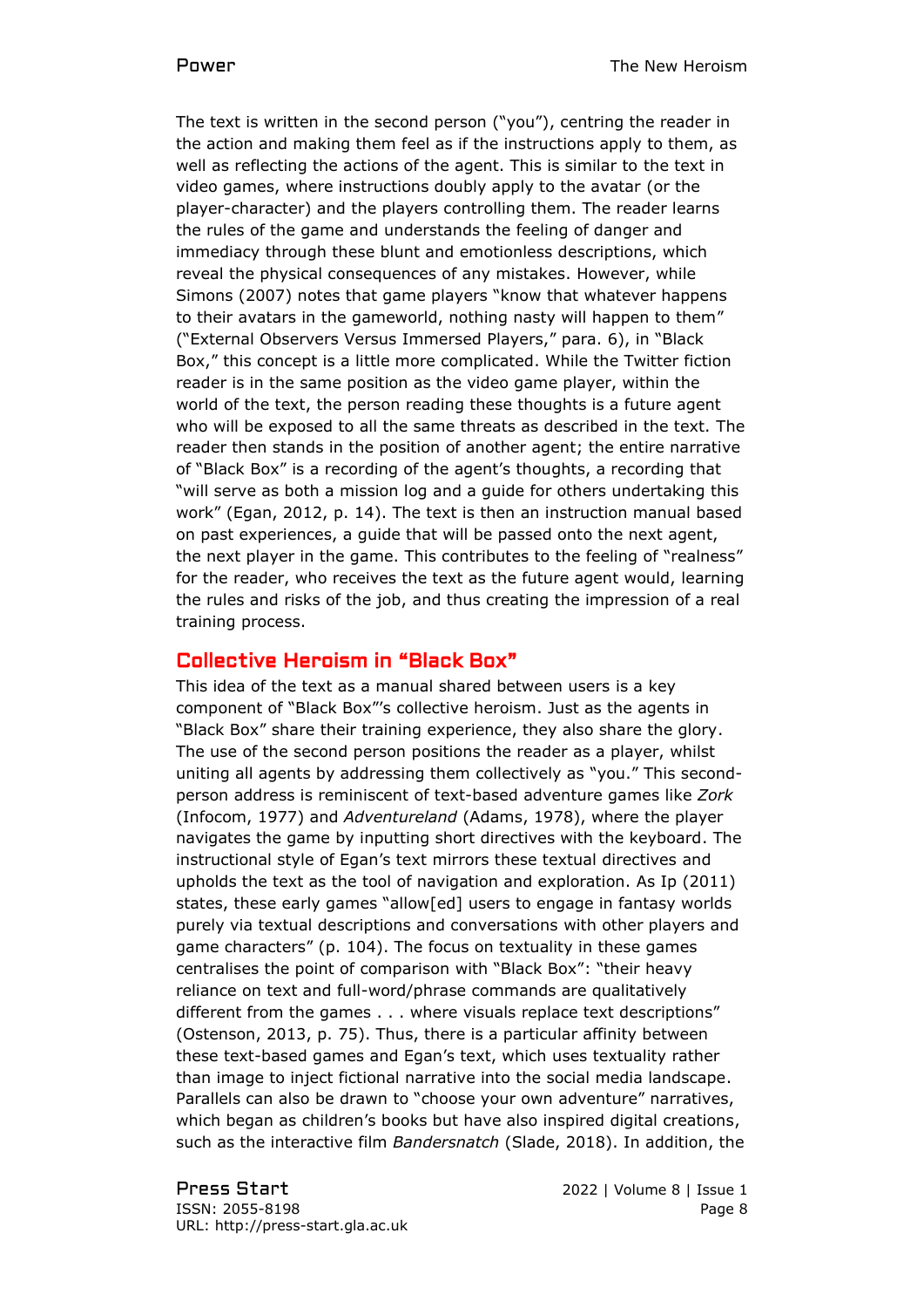The text is written in the second person ("you"), centring the reader in the action and making them feel as if the instructions apply to them, as well as reflecting the actions of the agent. This is similar to the text in video games, where instructions doubly apply to the avatar (or the player-character) and the players controlling them. The reader learns the rules of the game and understands the feeling of danger and immediacy through these blunt and emotionless descriptions, which reveal the physical consequences of any mistakes. However, while Simons (2007) notes that game players "know that whatever happens to their avatars in the gameworld, nothing nasty will happen to them" ("External Observers Versus Immersed Players," para. 6), in "Black Box," this concept is a little more complicated. While the Twitter fiction reader is in the same position as the video game player, within the world of the text, the person reading these thoughts is a future agent who will be exposed to all the same threats as described in the text. The reader then stands in the position of another agent; the entire narrative of "Black Box" is a recording of the agent's thoughts, a recording that "will serve as both a mission log and a guide for others undertaking this work" (Egan, 2012, p. 14). The text is then an instruction manual based on past experiences, a guide that will be passed onto the next agent, the next player in the game. This contributes to the feeling of "realness" for the reader, who receives the text as the future agent would, learning the rules and risks of the job, and thus creating the impression of a real training process.

## Collective Heroism in "Black Box"

This idea of the text as a manual shared between users is a key component of "Black Box"'s collective heroism. Just as the agents in "Black Box" share their training experience, they also share the glory. The use of the second person positions the reader as a player, whilst uniting all agents by addressing them collectively as "you." This second-person address is reminiscent of text-based adventure games like *Zork* (Infocom, 1977) and *Adventureland* (Adams, 1978), where the player navigates the game by inputting short directives with the keyboard. The instructional style of Egan's text mirrors these textual directives and upholds the text as the tool of navigation and exploration. As Ip (2011) states, these early games "allow[ed] users to engage in fantasy worlds purely via textual descriptions and conversations with other players and game characters" (p. 104). The focus on textuality in these games centralises the point of comparison with "Black Box": "their heavy reliance on text and full-word/phrase commands are qualitatively different from the games . . . where visuals replace text descriptions" (Ostenson, 2013, p. 75). Thus, there is a particular affinity between these text-based games and Egan's text, which uses textuality rather than image to inject fictional narrative into the social media landscape. Parallels can also be drawn to "choose your own adventure" narratives, which began as children's books but have also inspired digital creations, such as the interactive film *Bandersnatch* (Slade, 2018). In addition, the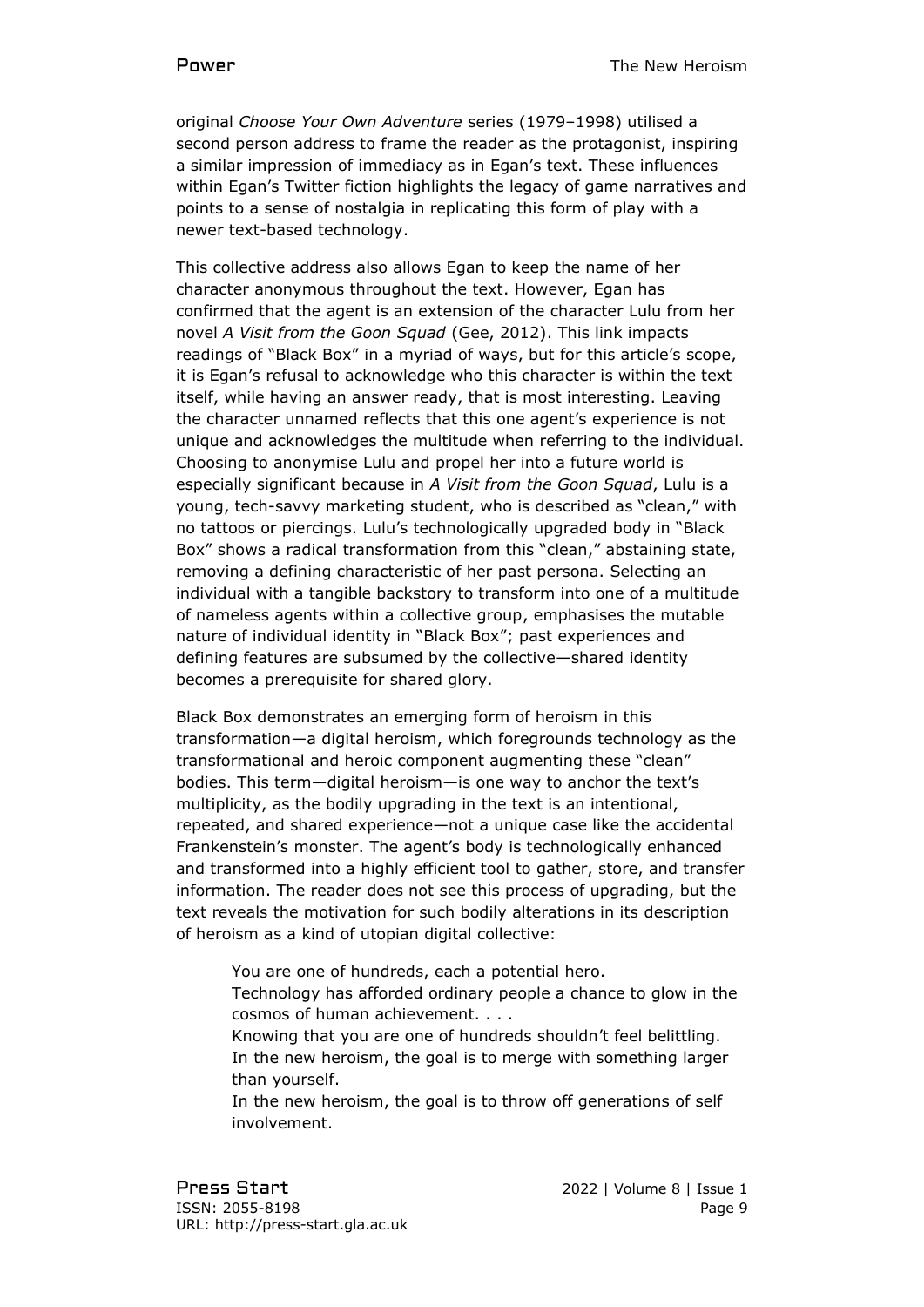original *Choose Your Own Adventure* series (1979–1998) utilised a second person address to frame the reader as the protagonist, inspiring a similar impression of immediacy as in Egan's text. These influences within Egan's Twitter fiction highlights the legacy of game narratives and points to a sense of nostalgia in replicating this form of play with a newer text-based technology.

This collective address also allows Egan to keep the name of her character anonymous throughout the text. However, Egan has confirmed that the agent is an extension of the character Lulu from her novel *A Visit from the Goon Squad* (Gee, 2012). This link impacts readings of "Black Box" in a myriad of ways, but for this article's scope, it is Egan's refusal to acknowledge who this character is within the text itself, while having an answer ready, that is most interesting. Leaving the character unnamed reflects that this one agent's experience is not unique and acknowledges the multitude when referring to the individual. Choosing to anonymise Lulu and propel her into a future world is especially significant because in *A Visit from the Goon Squad*, Lulu is a young, tech-savvy marketing student, who is described as "clean," with no tattoos or piercings. Lulu's technologically upgraded body in "Black Box" shows a radical transformation from this "clean," abstaining state, removing a defining characteristic of her past persona. Selecting an individual with a tangible backstory to transform into one of a multitude of nameless agents within a collective group, emphasises the mutable nature of individual identity in "Black Box"; past experiences and defining features are subsumed by the collective—shared identity becomes a prerequisite for shared glory.

Black Box demonstrates an emerging form of heroism in this transformation—a digital heroism, which foregrounds technology as the transformational and heroic component augmenting these "clean" bodies. This term—digital heroism—is one way to anchor the text's multiplicity, as the bodily upgrading in the text is an intentional, repeated, and shared experience—not a unique case like the accidental Frankenstein's monster. The agent's body is technologically enhanced and transformed into a highly efficient tool to gather, store, and transfer information. The reader does not see this process of upgrading, but the text reveals the motivation for such bodily alterations in its description of heroism as a kind of utopian digital collective:

> You are one of hundreds, each a potential hero.
> Technology has afforded ordinary people a chance to glow in the cosmos of human achievement. . . .
> Knowing that you are one of hundreds shouldn't feel belittling.
> In the new heroism, the goal is to merge with something larger than yourself.
> In the new heroism, the goal is to throw off generations of self involvement.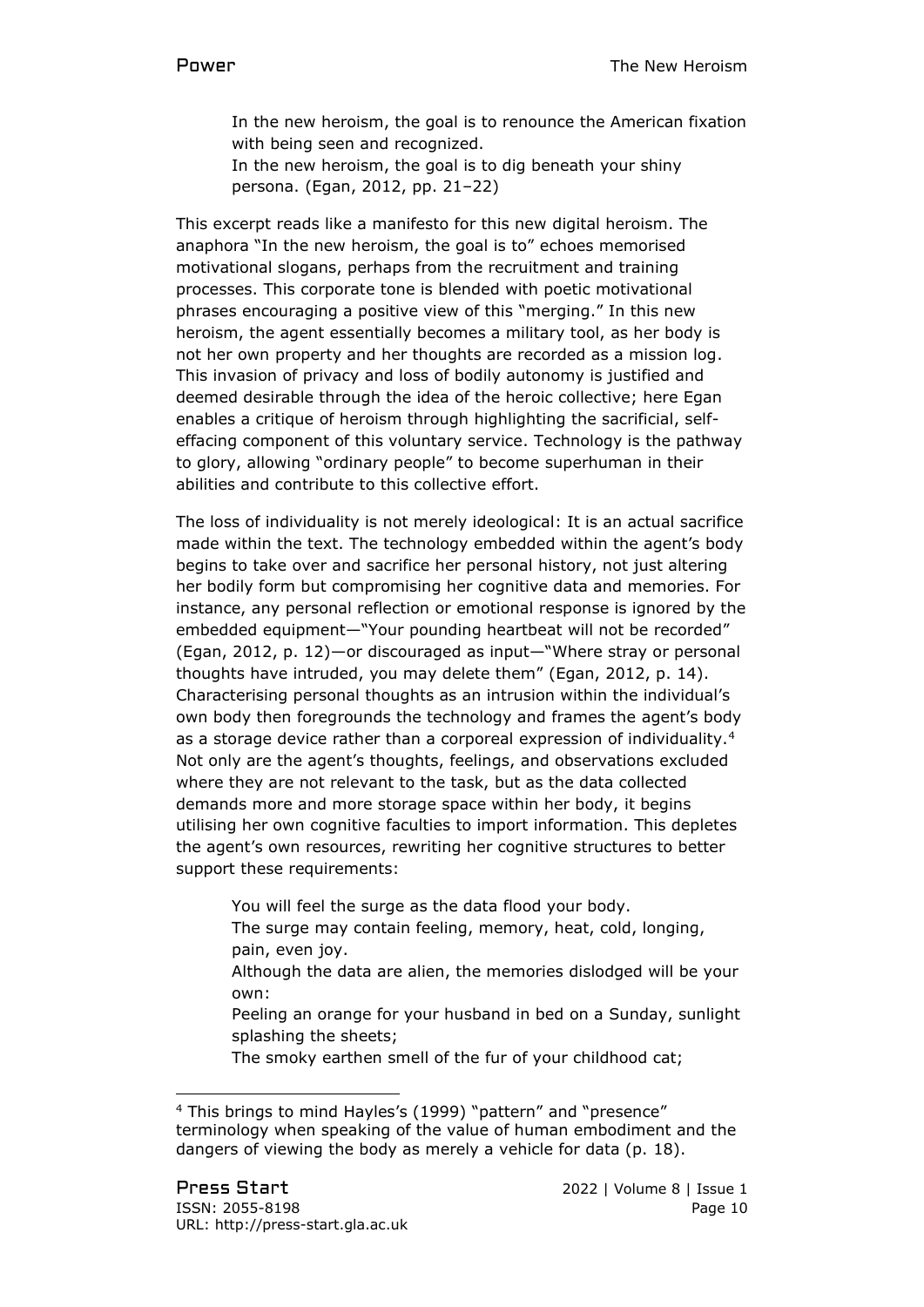> In the new heroism, the goal is to renounce the American fixation with being seen and recognized.
> In the new heroism, the goal is to dig beneath your shiny persona. (Egan, 2012, pp. 21–22)

This excerpt reads like a manifesto for this new digital heroism. The anaphora "In the new heroism, the goal is to" echoes memorised motivational slogans, perhaps from the recruitment and training processes. This corporate tone is blended with poetic motivational phrases encouraging a positive view of this "merging." In this new heroism, the agent essentially becomes a military tool, as her body is not her own property and her thoughts are recorded as a mission log. This invasion of privacy and loss of bodily autonomy is justified and deemed desirable through the idea of the heroic collective; here Egan enables a critique of heroism through highlighting the sacrificial, self-effacing component of this voluntary service. Technology is the pathway to glory, allowing "ordinary people" to become superhuman in their abilities and contribute to this collective effort.

The loss of individuality is not merely ideological: It is an actual sacrifice made within the text. The technology embedded within the agent's body begins to take over and sacrifice her personal history, not just altering her bodily form but compromising her cognitive data and memories. For instance, any personal reflection or emotional response is ignored by the embedded equipment—"Your pounding heartbeat will not be recorded" (Egan, 2012, p. 12)—or discouraged as input—"Where stray or personal thoughts have intruded, you may delete them" (Egan, 2012, p. 14). Characterising personal thoughts as an intrusion within the individual's own body then foregrounds the technology and frames the agent's body as a storage device rather than a corporeal expression of individuality.[4] Not only are the agent's thoughts, feelings, and observations excluded where they are not relevant to the task, but as the data collected demands more and more storage space within her body, it begins utilising her own cognitive faculties to import information. This depletes the agent's own resources, rewriting her cognitive structures to better support these requirements:

> You will feel the surge as the data flood your body.
> The surge may contain feeling, memory, heat, cold, longing, pain, even joy.
> Although the data are alien, the memories dislodged will be your own:
> Peeling an orange for your husband in bed on a Sunday, sunlight splashing the sheets;
> The smoky earthen smell of the fur of your childhood cat;

---

[4] This brings to mind Hayles's (1999) "pattern" and "presence" terminology when speaking of the value of human embodiment and the dangers of viewing the body as merely a vehicle for data (p. 18).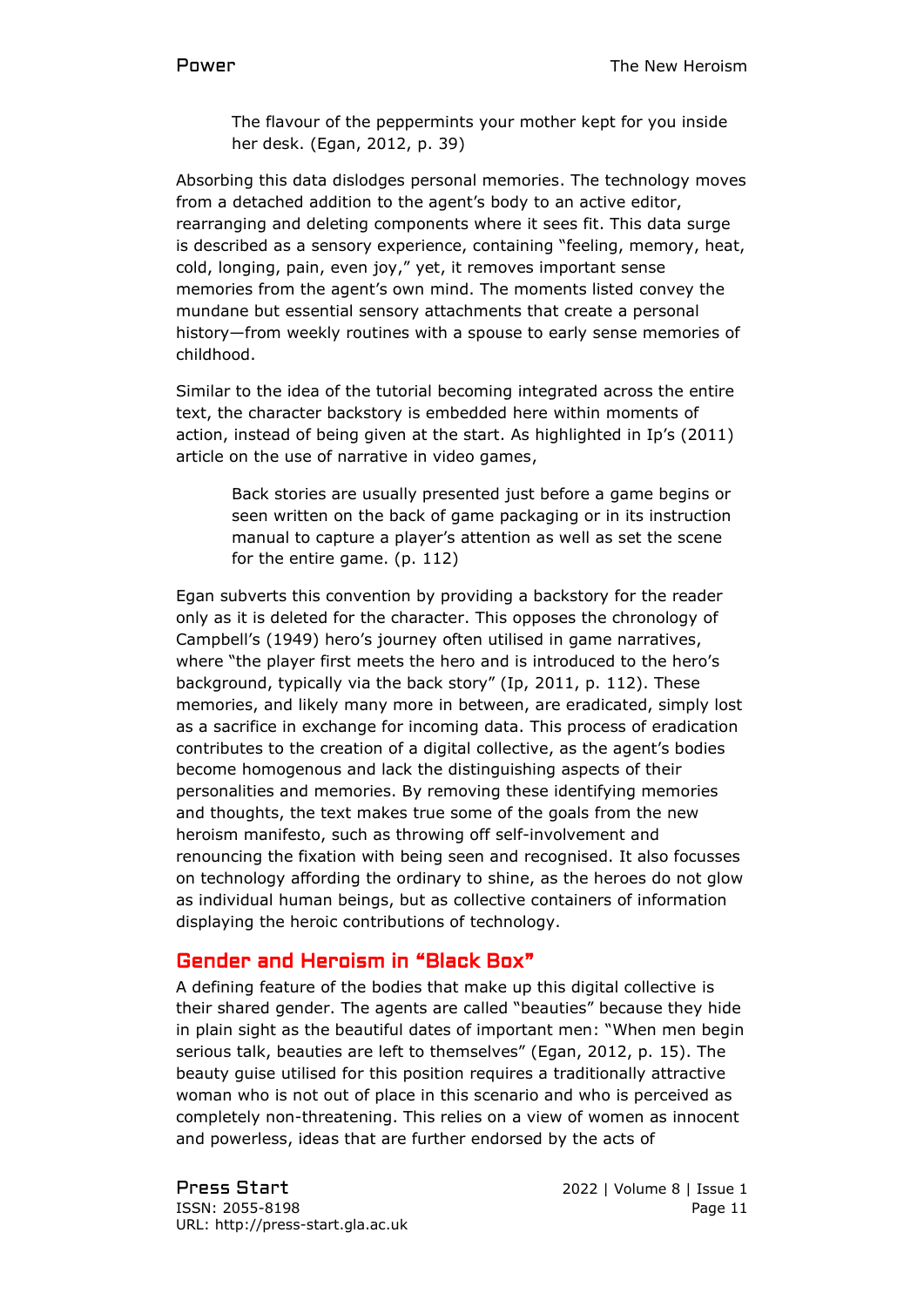> The flavour of the peppermints your mother kept for you inside her desk. (Egan, 2012, p. 39)

Absorbing this data dislodges personal memories. The technology moves from a detached addition to the agent's body to an active editor, rearranging and deleting components where it sees fit. This data surge is described as a sensory experience, containing "feeling, memory, heat, cold, longing, pain, even joy," yet, it removes important sense memories from the agent's own mind. The moments listed convey the mundane but essential sensory attachments that create a personal history—from weekly routines with a spouse to early sense memories of childhood.

Similar to the idea of the tutorial becoming integrated across the entire text, the character backstory is embedded here within moments of action, instead of being given at the start. As highlighted in Ip's (2011) article on the use of narrative in video games,

> Back stories are usually presented just before a game begins or seen written on the back of game packaging or in its instruction manual to capture a player's attention as well as set the scene for the entire game. (p. 112)

Egan subverts this convention by providing a backstory for the reader only as it is deleted for the character. This opposes the chronology of Campbell's (1949) hero's journey often utilised in game narratives, where "the player first meets the hero and is introduced to the hero's background, typically via the back story" (Ip, 2011, p. 112). These memories, and likely many more in between, are eradicated, simply lost as a sacrifice in exchange for incoming data. This process of eradication contributes to the creation of a digital collective, as the agent's bodies become homogenous and lack the distinguishing aspects of their personalities and memories. By removing these identifying memories and thoughts, the text makes true some of the goals from the new heroism manifesto, such as throwing off self-involvement and renouncing the fixation with being seen and recognised. It also focusses on technology affording the ordinary to shine, as the heroes do not glow as individual human beings, but as collective containers of information displaying the heroic contributions of technology.

## Gender and Heroism in "Black Box"

A defining feature of the bodies that make up this digital collective is their shared gender. The agents are called "beauties" because they hide in plain sight as the beautiful dates of important men: "When men begin serious talk, beauties are left to themselves" (Egan, 2012, p. 15). The beauty guise utilised for this position requires a traditionally attractive woman who is not out of place in this scenario and who is perceived as completely non-threatening. This relies on a view of women as innocent and powerless, ideas that are further endorsed by the acts of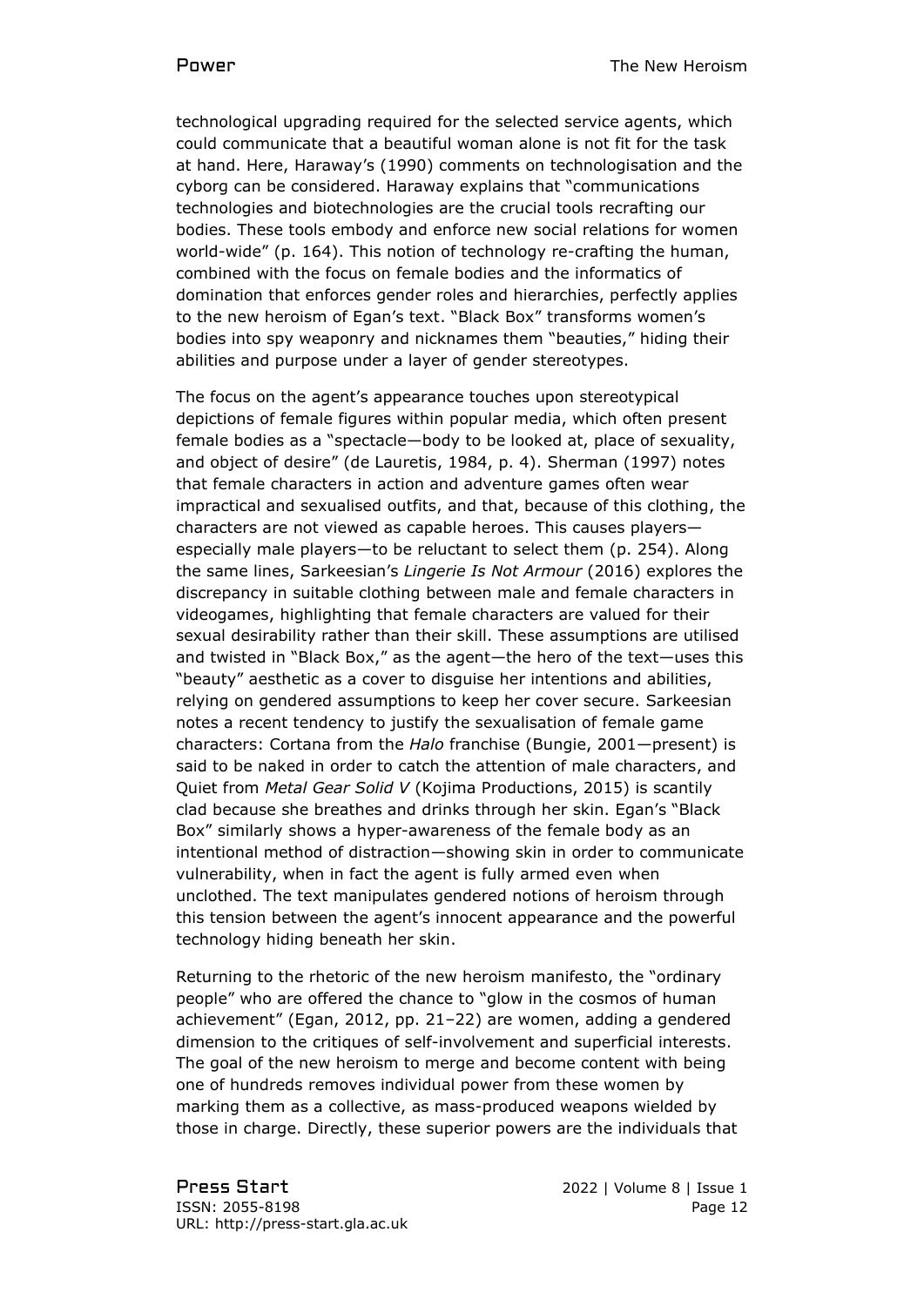technological upgrading required for the selected service agents, which could communicate that a beautiful woman alone is not fit for the task at hand. Here, Haraway's (1990) comments on technologisation and the cyborg can be considered. Haraway explains that "communications technologies and biotechnologies are the crucial tools recrafting our bodies. These tools embody and enforce new social relations for women world-wide" (p. 164). This notion of technology re-crafting the human, combined with the focus on female bodies and the informatics of domination that enforces gender roles and hierarchies, perfectly applies to the new heroism of Egan's text. "Black Box" transforms women's bodies into spy weaponry and nicknames them "beauties," hiding their abilities and purpose under a layer of gender stereotypes.

The focus on the agent's appearance touches upon stereotypical depictions of female figures within popular media, which often present female bodies as a "spectacle—body to be looked at, place of sexuality, and object of desire" (de Lauretis, 1984, p. 4). Sherman (1997) notes that female characters in action and adventure games often wear impractical and sexualised outfits, and that, because of this clothing, the characters are not viewed as capable heroes. This causes players—especially male players—to be reluctant to select them (p. 254). Along the same lines, Sarkeesian's *Lingerie Is Not Armour* (2016) explores the discrepancy in suitable clothing between male and female characters in videogames, highlighting that female characters are valued for their sexual desirability rather than their skill. These assumptions are utilised and twisted in "Black Box," as the agent—the hero of the text—uses this "beauty" aesthetic as a cover to disguise her intentions and abilities, relying on gendered assumptions to keep her cover secure. Sarkeesian notes a recent tendency to justify the sexualisation of female game characters: Cortana from the *Halo* franchise (Bungie, 2001—present) is said to be naked in order to catch the attention of male characters, and Quiet from *Metal Gear Solid V* (Kojima Productions, 2015) is scantily clad because she breathes and drinks through her skin. Egan's "Black Box" similarly shows a hyper-awareness of the female body as an intentional method of distraction—showing skin in order to communicate vulnerability, when in fact the agent is fully armed even when unclothed. The text manipulates gendered notions of heroism through this tension between the agent's innocent appearance and the powerful technology hiding beneath her skin.

Returning to the rhetoric of the new heroism manifesto, the "ordinary people" who are offered the chance to "glow in the cosmos of human achievement" (Egan, 2012, pp. 21–22) are women, adding a gendered dimension to the critiques of self-involvement and superficial interests. The goal of the new heroism to merge and become content with being one of hundreds removes individual power from these women by marking them as a collective, as mass-produced weapons wielded by those in charge. Directly, these superior powers are the individuals that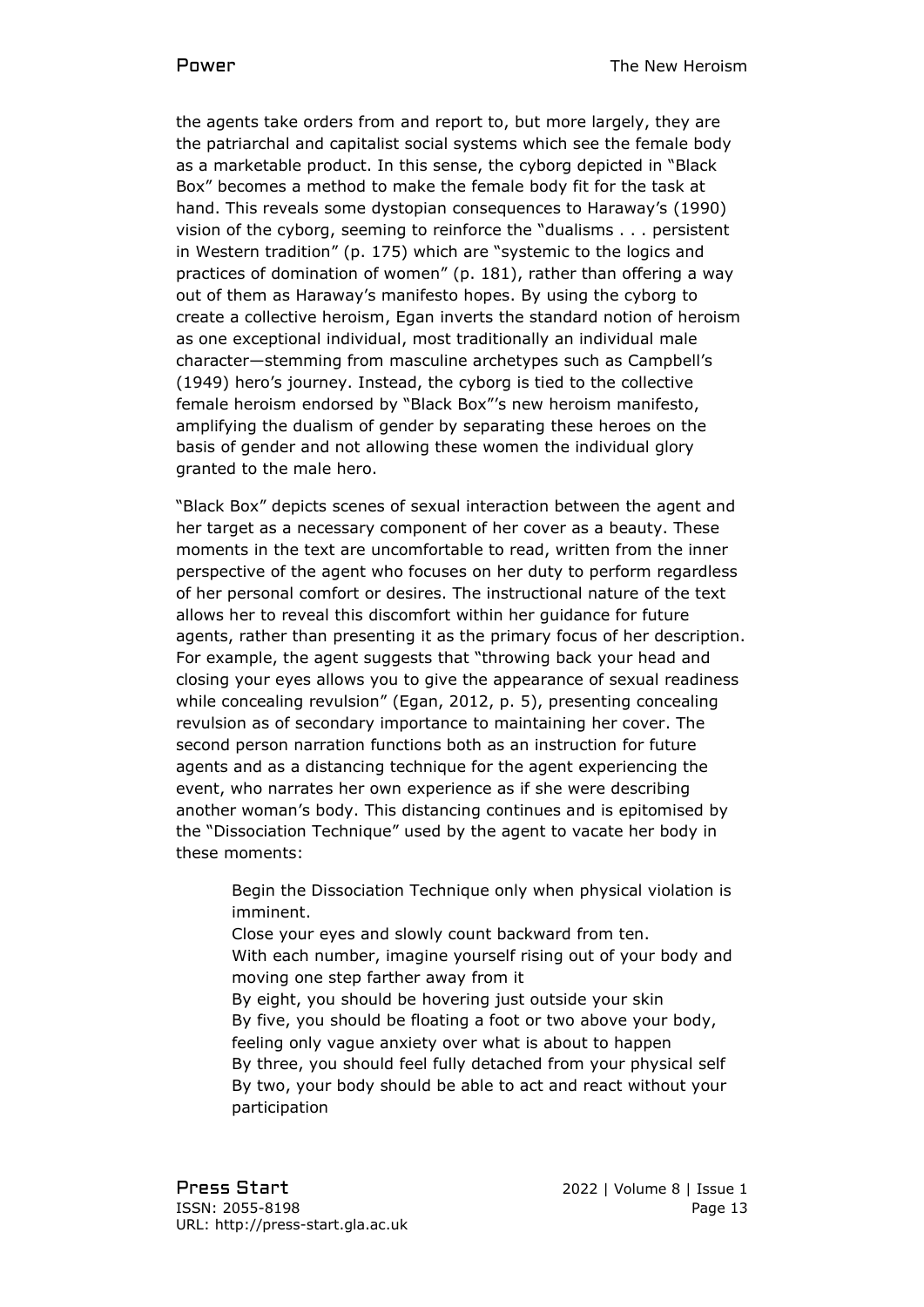the agents take orders from and report to, but more largely, they are the patriarchal and capitalist social systems which see the female body as a marketable product. In this sense, the cyborg depicted in "Black Box" becomes a method to make the female body fit for the task at hand. This reveals some dystopian consequences to Haraway's (1990) vision of the cyborg, seeming to reinforce the "dualisms . . . persistent in Western tradition" (p. 175) which are "systemic to the logics and practices of domination of women" (p. 181), rather than offering a way out of them as Haraway's manifesto hopes. By using the cyborg to create a collective heroism, Egan inverts the standard notion of heroism as one exceptional individual, most traditionally an individual male character—stemming from masculine archetypes such as Campbell's (1949) hero's journey. Instead, the cyborg is tied to the collective female heroism endorsed by "Black Box"'s new heroism manifesto, amplifying the dualism of gender by separating these heroes on the basis of gender and not allowing these women the individual glory granted to the male hero.

"Black Box" depicts scenes of sexual interaction between the agent and her target as a necessary component of her cover as a beauty. These moments in the text are uncomfortable to read, written from the inner perspective of the agent who focuses on her duty to perform regardless of her personal comfort or desires. The instructional nature of the text allows her to reveal this discomfort within her guidance for future agents, rather than presenting it as the primary focus of her description. For example, the agent suggests that "throwing back your head and closing your eyes allows you to give the appearance of sexual readiness while concealing revulsion" (Egan, 2012, p. 5), presenting concealing revulsion as of secondary importance to maintaining her cover. The second person narration functions both as an instruction for future agents and as a distancing technique for the agent experiencing the event, who narrates her own experience as if she were describing another woman's body. This distancing continues and is epitomised by the "Dissociation Technique" used by the agent to vacate her body in these moments:

> Begin the Dissociation Technique only when physical violation is imminent.
> Close your eyes and slowly count backward from ten.
> With each number, imagine yourself rising out of your body and moving one step farther away from it
> By eight, you should be hovering just outside your skin
> By five, you should be floating a foot or two above your body, feeling only vague anxiety over what is about to happen
> By three, you should feel fully detached from your physical self
> By two, your body should be able to act and react without your participation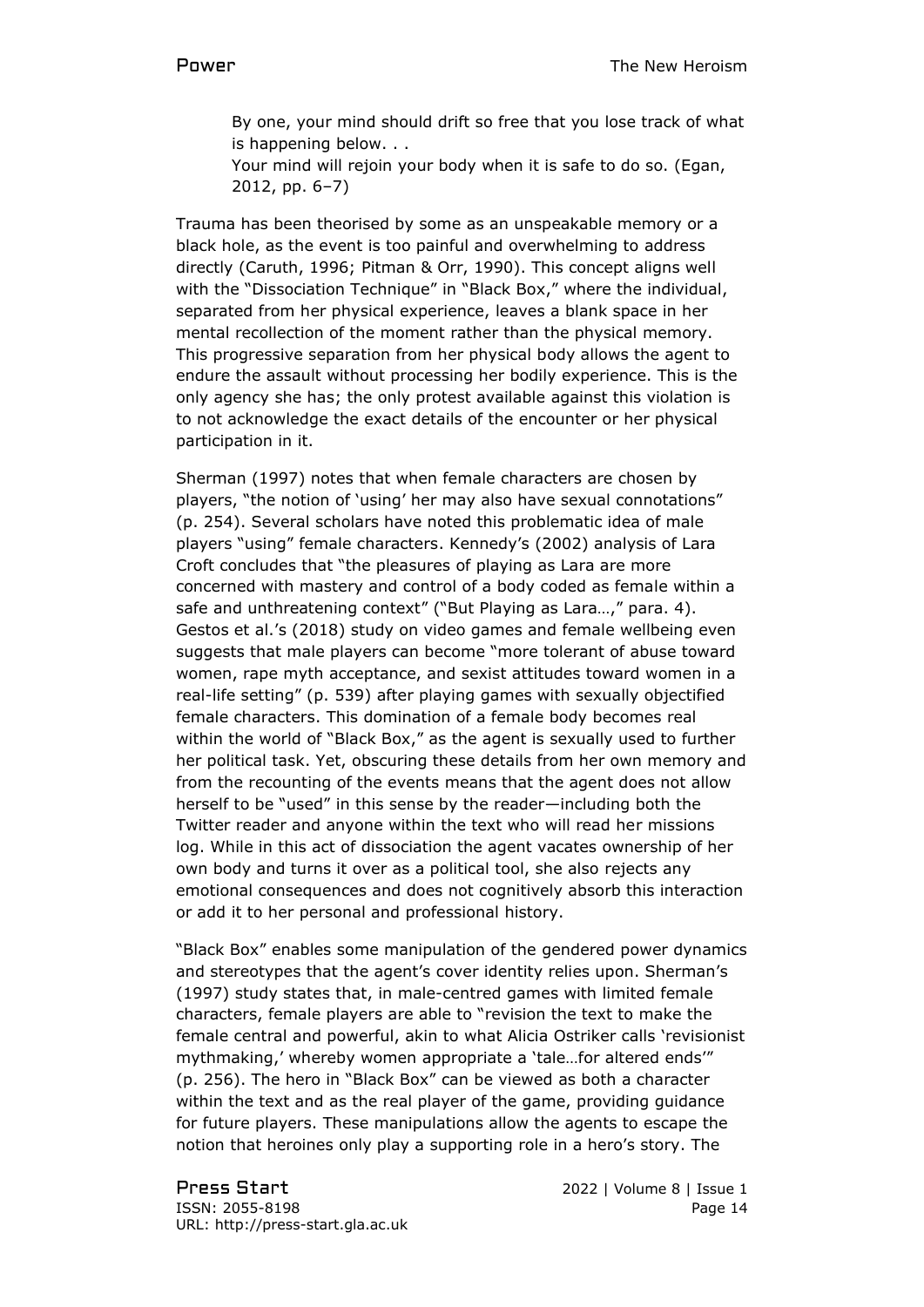> By one, your mind should drift so free that you lose track of what is happening below. . .
>
> Your mind will rejoin your body when it is safe to do so. (Egan, 2012, pp. 6–7)

Trauma has been theorised by some as an unspeakable memory or a black hole, as the event is too painful and overwhelming to address directly (Caruth, 1996; Pitman & Orr, 1990). This concept aligns well with the "Dissociation Technique" in "Black Box," where the individual, separated from her physical experience, leaves a blank space in her mental recollection of the moment rather than the physical memory. This progressive separation from her physical body allows the agent to endure the assault without processing her bodily experience. This is the only agency she has; the only protest available against this violation is to not acknowledge the exact details of the encounter or her physical participation in it.

Sherman (1997) notes that when female characters are chosen by players, "the notion of 'using' her may also have sexual connotations" (p. 254). Several scholars have noted this problematic idea of male players "using" female characters. Kennedy's (2002) analysis of Lara Croft concludes that "the pleasures of playing as Lara are more concerned with mastery and control of a body coded as female within a safe and unthreatening context" ("But Playing as Lara…," para. 4). Gestos et al.'s (2018) study on video games and female wellbeing even suggests that male players can become "more tolerant of abuse toward women, rape myth acceptance, and sexist attitudes toward women in a real-life setting" (p. 539) after playing games with sexually objectified female characters. This domination of a female body becomes real within the world of "Black Box," as the agent is sexually used to further her political task. Yet, obscuring these details from her own memory and from the recounting of the events means that the agent does not allow herself to be "used" in this sense by the reader—including both the Twitter reader and anyone within the text who will read her missions log. While in this act of dissociation the agent vacates ownership of her own body and turns it over as a political tool, she also rejects any emotional consequences and does not cognitively absorb this interaction or add it to her personal and professional history.

"Black Box" enables some manipulation of the gendered power dynamics and stereotypes that the agent's cover identity relies upon. Sherman's (1997) study states that, in male-centred games with limited female characters, female players are able to "revision the text to make the female central and powerful, akin to what Alicia Ostriker calls 'revisionist mythmaking,' whereby women appropriate a 'tale…for altered ends'" (p. 256). The hero in "Black Box" can be viewed as both a character within the text and as the real player of the game, providing guidance for future players. These manipulations allow the agents to escape the notion that heroines only play a supporting role in a hero's story. The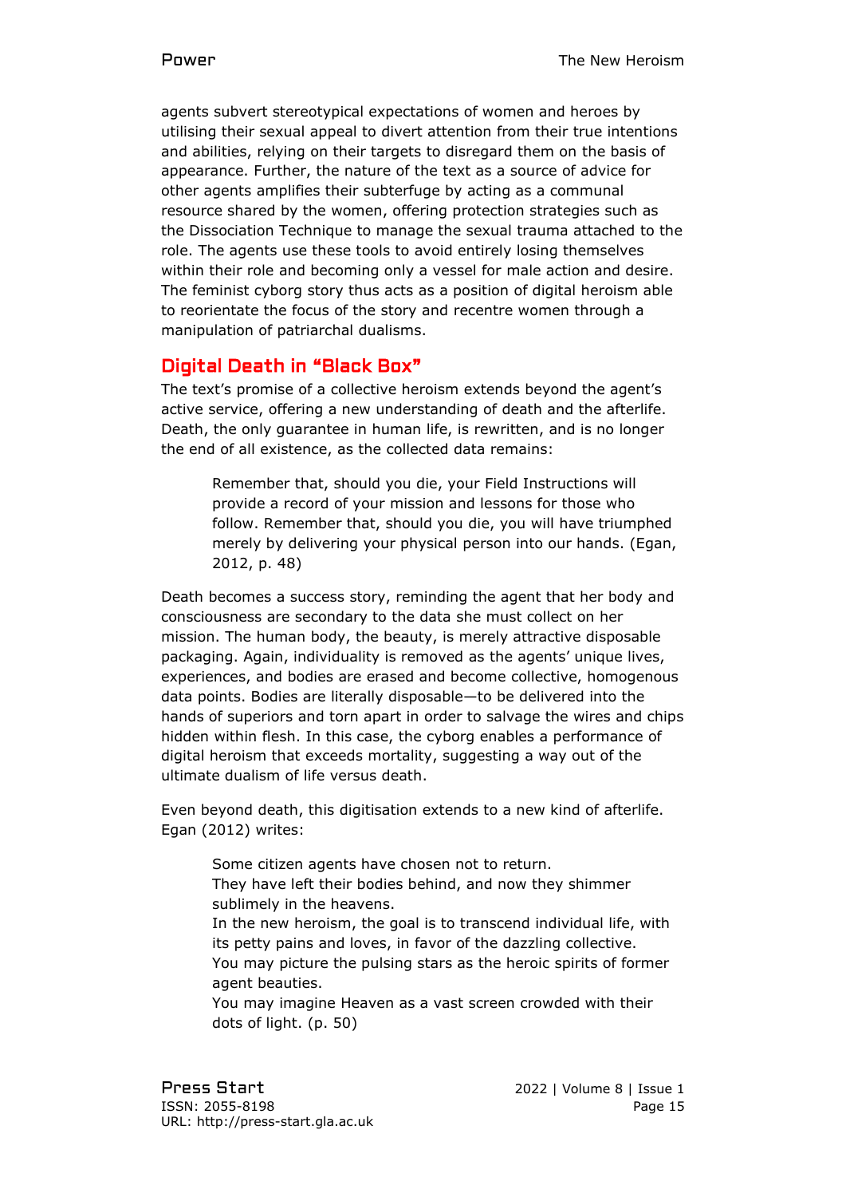agents subvert stereotypical expectations of women and heroes by utilising their sexual appeal to divert attention from their true intentions and abilities, relying on their targets to disregard them on the basis of appearance. Further, the nature of the text as a source of advice for other agents amplifies their subterfuge by acting as a communal resource shared by the women, offering protection strategies such as the Dissociation Technique to manage the sexual trauma attached to the role. The agents use these tools to avoid entirely losing themselves within their role and becoming only a vessel for male action and desire. The feminist cyborg story thus acts as a position of digital heroism able to reorientate the focus of the story and recentre women through a manipulation of patriarchal dualisms.

## Digital Death in “Black Box”

The text’s promise of a collective heroism extends beyond the agent’s active service, offering a new understanding of death and the afterlife. Death, the only guarantee in human life, is rewritten, and is no longer the end of all existence, as the collected data remains:

> Remember that, should you die, your Field Instructions will provide a record of your mission and lessons for those who follow. Remember that, should you die, you will have triumphed merely by delivering your physical person into our hands. (Egan, 2012, p. 48)

Death becomes a success story, reminding the agent that her body and consciousness are secondary to the data she must collect on her mission. The human body, the beauty, is merely attractive disposable packaging. Again, individuality is removed as the agents’ unique lives, experiences, and bodies are erased and become collective, homogenous data points. Bodies are literally disposable—to be delivered into the hands of superiors and torn apart in order to salvage the wires and chips hidden within flesh. In this case, the cyborg enables a performance of digital heroism that exceeds mortality, suggesting a way out of the ultimate dualism of life versus death.

Even beyond death, this digitisation extends to a new kind of afterlife. Egan (2012) writes:

> Some citizen agents have chosen not to return.
> They have left their bodies behind, and now they shimmer sublimely in the heavens.
> In the new heroism, the goal is to transcend individual life, with its petty pains and loves, in favor of the dazzling collective.
> You may picture the pulsing stars as the heroic spirits of former agent beauties.
> You may imagine Heaven as a vast screen crowded with their dots of light. (p. 50)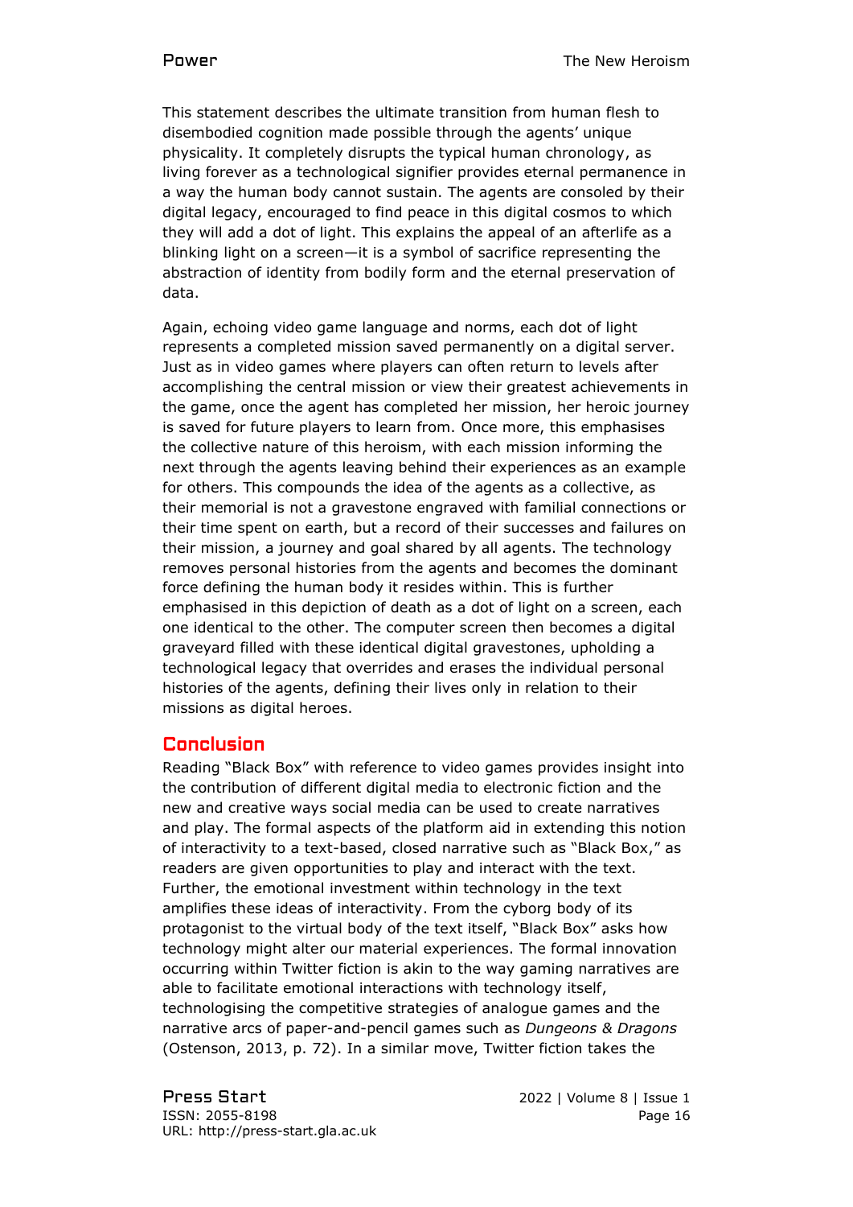This statement describes the ultimate transition from human flesh to disembodied cognition made possible through the agents' unique physicality. It completely disrupts the typical human chronology, as living forever as a technological signifier provides eternal permanence in a way the human body cannot sustain. The agents are consoled by their digital legacy, encouraged to find peace in this digital cosmos to which they will add a dot of light. This explains the appeal of an afterlife as a blinking light on a screen—it is a symbol of sacrifice representing the abstraction of identity from bodily form and the eternal preservation of data.

Again, echoing video game language and norms, each dot of light represents a completed mission saved permanently on a digital server. Just as in video games where players can often return to levels after accomplishing the central mission or view their greatest achievements in the game, once the agent has completed her mission, her heroic journey is saved for future players to learn from. Once more, this emphasises the collective nature of this heroism, with each mission informing the next through the agents leaving behind their experiences as an example for others. This compounds the idea of the agents as a collective, as their memorial is not a gravestone engraved with familial connections or their time spent on earth, but a record of their successes and failures on their mission, a journey and goal shared by all agents. The technology removes personal histories from the agents and becomes the dominant force defining the human body it resides within. This is further emphasised in this depiction of death as a dot of light on a screen, each one identical to the other. The computer screen then becomes a digital graveyard filled with these identical digital gravestones, upholding a technological legacy that overrides and erases the individual personal histories of the agents, defining their lives only in relation to their missions as digital heroes.

## Conclusion

Reading "Black Box" with reference to video games provides insight into the contribution of different digital media to electronic fiction and the new and creative ways social media can be used to create narratives and play. The formal aspects of the platform aid in extending this notion of interactivity to a text-based, closed narrative such as "Black Box," as readers are given opportunities to play and interact with the text. Further, the emotional investment within technology in the text amplifies these ideas of interactivity. From the cyborg body of its protagonist to the virtual body of the text itself, "Black Box" asks how technology might alter our material experiences. The formal innovation occurring within Twitter fiction is akin to the way gaming narratives are able to facilitate emotional interactions with technology itself, technologising the competitive strategies of analogue games and the narrative arcs of paper-and-pencil games such as *Dungeons & Dragons* (Ostenson, 2013, p. 72). In a similar move, Twitter fiction takes the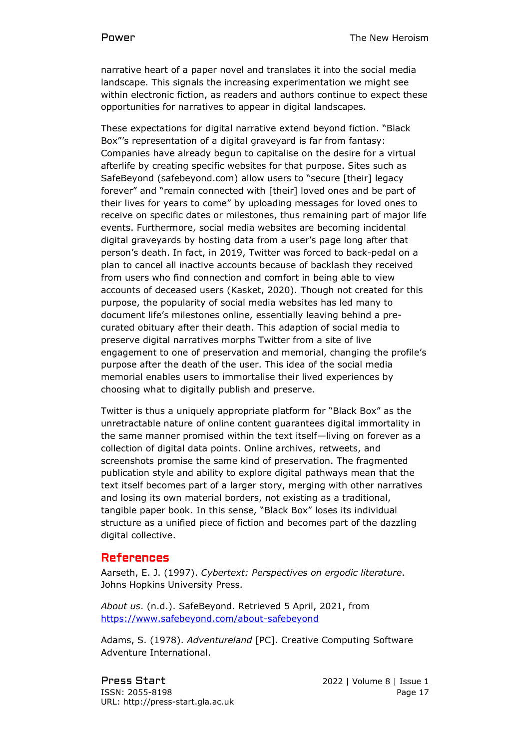narrative heart of a paper novel and translates it into the social media landscape. This signals the increasing experimentation we might see within electronic fiction, as readers and authors continue to expect these opportunities for narratives to appear in digital landscapes.

These expectations for digital narrative extend beyond fiction. "Black Box"'s representation of a digital graveyard is far from fantasy: Companies have already begun to capitalise on the desire for a virtual afterlife by creating specific websites for that purpose. Sites such as SafeBeyond (safebeyond.com) allow users to "secure [their] legacy forever" and "remain connected with [their] loved ones and be part of their lives for years to come" by uploading messages for loved ones to receive on specific dates or milestones, thus remaining part of major life events. Furthermore, social media websites are becoming incidental digital graveyards by hosting data from a user's page long after that person's death. In fact, in 2019, Twitter was forced to back-pedal on a plan to cancel all inactive accounts because of backlash they received from users who find connection and comfort in being able to view accounts of deceased users (Kasket, 2020). Though not created for this purpose, the popularity of social media websites has led many to document life's milestones online, essentially leaving behind a pre-curated obituary after their death. This adaption of social media to preserve digital narratives morphs Twitter from a site of live engagement to one of preservation and memorial, changing the profile's purpose after the death of the user. This idea of the social media memorial enables users to immortalise their lived experiences by choosing what to digitally publish and preserve.

Twitter is thus a uniquely appropriate platform for "Black Box" as the unretractable nature of online content guarantees digital immortality in the same manner promised within the text itself—living on forever as a collection of digital data points. Online archives, retweets, and screenshots promise the same kind of preservation. The fragmented publication style and ability to explore digital pathways mean that the text itself becomes part of a larger story, merging with other narratives and losing its own material borders, not existing as a traditional, tangible paper book. In this sense, "Black Box" loses its individual structure as a unified piece of fiction and becomes part of the dazzling digital collective.

## References

Aarseth, E. J. (1997). *Cybertext: Perspectives on ergodic literature*. Johns Hopkins University Press.

*About us*. (n.d.). SafeBeyond. Retrieved 5 April, 2021, from https://www.safebeyond.com/about-safebeyond

Adams, S. (1978). *Adventureland* [PC]. Creative Computing Software Adventure International.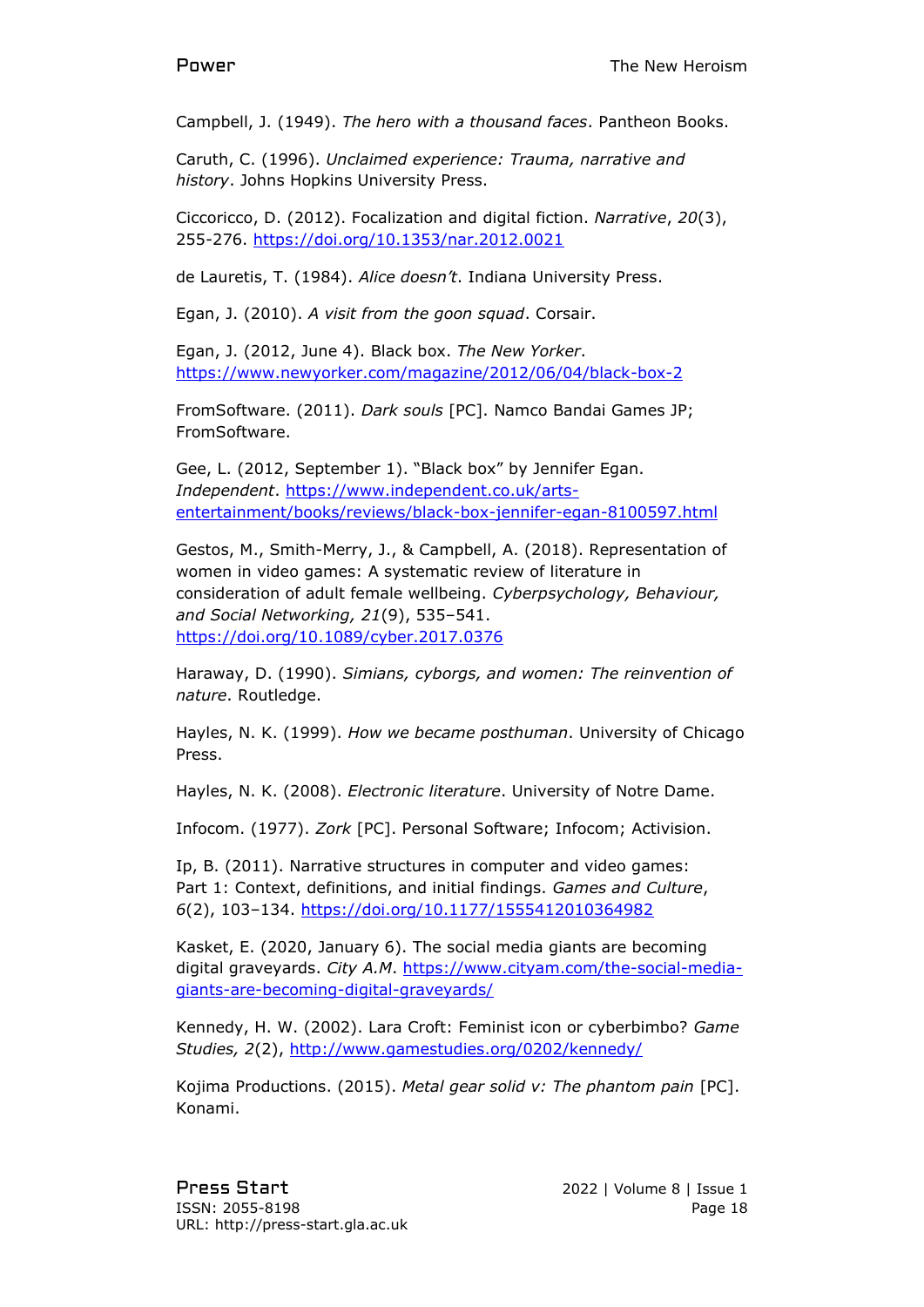Campbell, J. (1949). *The hero with a thousand faces*. Pantheon Books.

Caruth, C. (1996). *Unclaimed experience: Trauma, narrative and history*. Johns Hopkins University Press.

Ciccoricco, D. (2012). Focalization and digital fiction. *Narrative*, *20*(3), 255-276. https://doi.org/10.1353/nar.2012.0021

de Lauretis, T. (1984). *Alice doesn't*. Indiana University Press.

Egan, J. (2010). *A visit from the goon squad*. Corsair.

Egan, J. (2012, June 4). Black box. *The New Yorker*. https://www.newyorker.com/magazine/2012/06/04/black-box-2

FromSoftware. (2011). *Dark souls* [PC]. Namco Bandai Games JP; FromSoftware.

Gee, L. (2012, September 1). "Black box" by Jennifer Egan. *Independent*. https://www.independent.co.uk/arts-entertainment/books/reviews/black-box-jennifer-egan-8100597.html

Gestos, M., Smith-Merry, J., & Campbell, A. (2018). Representation of women in video games: A systematic review of literature in consideration of adult female wellbeing. *Cyberpsychology, Behaviour, and Social Networking, 21*(9), 535–541. https://doi.org/10.1089/cyber.2017.0376

Haraway, D. (1990). *Simians, cyborgs, and women: The reinvention of nature*. Routledge.

Hayles, N. K. (1999). *How we became posthuman*. University of Chicago Press.

Hayles, N. K. (2008). *Electronic literature*. University of Notre Dame.

Infocom. (1977). *Zork* [PC]. Personal Software; Infocom; Activision.

Ip, B. (2011). Narrative structures in computer and video games: Part 1: Context, definitions, and initial findings. *Games and Culture*, *6*(2), 103–134. https://doi.org/10.1177/1555412010364982

Kasket, E. (2020, January 6). The social media giants are becoming digital graveyards. *City A.M*. https://www.cityam.com/the-social-media-giants-are-becoming-digital-graveyards/

Kennedy, H. W. (2002). Lara Croft: Feminist icon or cyberbimbo? *Game Studies, 2*(2), http://www.gamestudies.org/0202/kennedy/

Kojima Productions. (2015). *Metal gear solid v: The phantom pain* [PC]. Konami.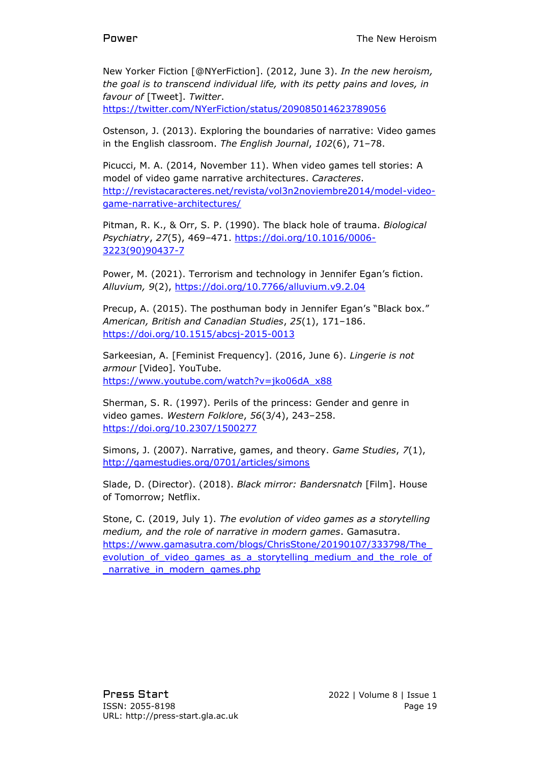New Yorker Fiction [@NYerFiction]. (2012, June 3). *In the new heroism, the goal is to transcend individual life, with its petty pains and loves, in favour of* [Tweet]. *Twitter*. https://twitter.com/NYerFiction/status/209085014623789056

Ostenson, J. (2013). Exploring the boundaries of narrative: Video games in the English classroom. *The English Journal*, *102*(6), 71–78.

Picucci, M. A. (2014, November 11). When video games tell stories: A model of video game narrative architectures. *Caracteres*. http://revistacaracteres.net/revista/vol3n2noviembre2014/model-video-game-narrative-architectures/

Pitman, R. K., & Orr, S. P. (1990). The black hole of trauma. *Biological Psychiatry*, *27*(5), 469–471. https://doi.org/10.1016/0006-3223(90)90437-7

Power, M. (2021). Terrorism and technology in Jennifer Egan's fiction. *Alluvium, 9*(2), https://doi.org/10.7766/alluvium.v9.2.04

Precup, A. (2015). The posthuman body in Jennifer Egan's "Black box." *American, British and Canadian Studies*, *25*(1), 171–186. https://doi.org/10.1515/abcsj-2015-0013

Sarkeesian, A. [Feminist Frequency]. (2016, June 6). *Lingerie is not armour* [Video]. YouTube. https://www.youtube.com/watch?v=jko06dA_x88

Sherman, S. R. (1997). Perils of the princess: Gender and genre in video games. *Western Folklore*, *56*(3/4), 243–258. https://doi.org/10.2307/1500277

Simons, J. (2007). Narrative, games, and theory. *Game Studies*, *7*(1), http://gamestudies.org/0701/articles/simons

Slade, D. (Director). (2018). *Black mirror: Bandersnatch* [Film]. House of Tomorrow; Netflix.

Stone, C. (2019, July 1). *The evolution of video games as a storytelling medium, and the role of narrative in modern games*. Gamasutra. https://www.gamasutra.com/blogs/ChrisStone/20190107/333798/The_evolution_of_video_games_as_a_storytelling_medium_and_the_role_of_narrative_in_modern_games.php